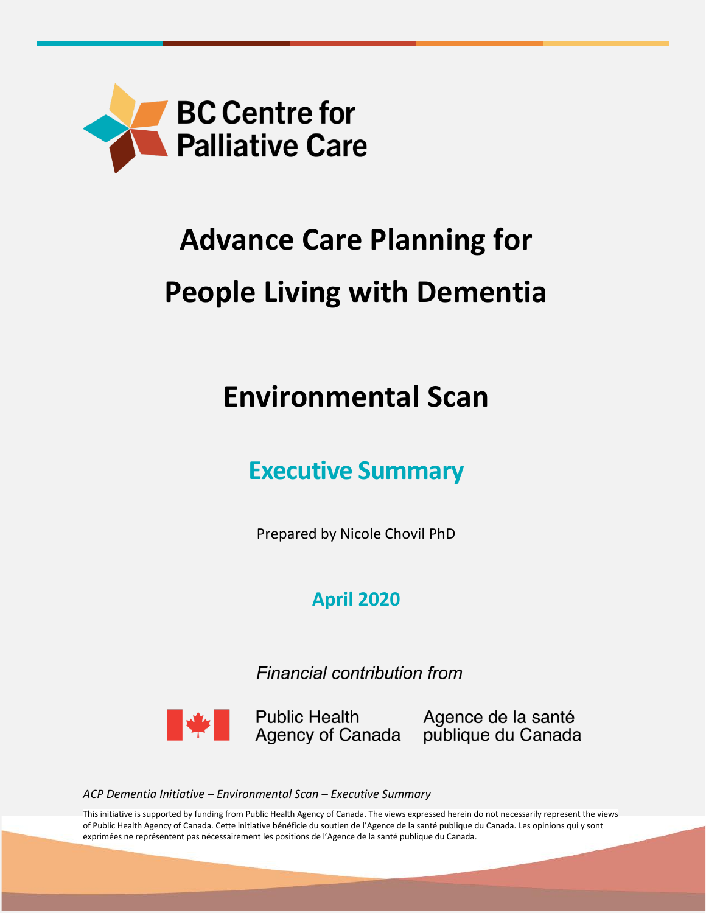BC Centre for Palliative Care

# Advance Care Planning for People Living with Dementia

# Environmental Scan

## Executive Summary

Prepared by Nicole Chovil PhD

**April 2020**

*Financial contribution from*

Public Health Agency of Canada | Agence de la santé publique du Canada

*ACP Dementia Initiative – Environmental Scan – Executive Summary*

This initiative is supported by funding from Public Health Agency of Canada. The views expressed herein do not necessarily represent the views of Public Health Agency of Canada. Cette initiative bénéficie du soutien de l'Agence de la santé publique du Canada. Les opinions qui y sont exprimées ne représentent pas nécessairement les positions de l'Agence de la santé publique du Canada.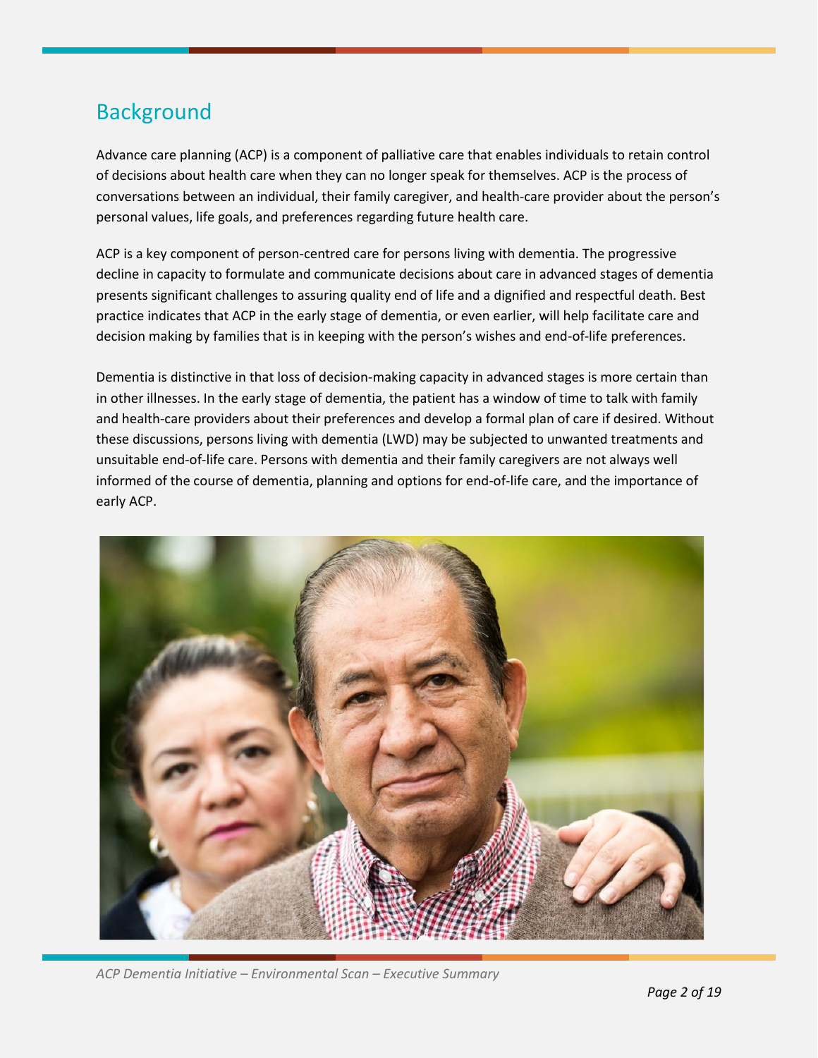## Background

Advance care planning (ACP) is a component of palliative care that enables individuals to retain control of decisions about health care when they can no longer speak for themselves. ACP is the process of conversations between an individual, their family caregiver, and health-care provider about the person's personal values, life goals, and preferences regarding future health care.

ACP is a key component of person-centred care for persons living with dementia. The progressive decline in capacity to formulate and communicate decisions about care in advanced stages of dementia presents significant challenges to assuring quality end of life and a dignified and respectful death. Best practice indicates that ACP in the early stage of dementia, or even earlier, will help facilitate care and decision making by families that is in keeping with the person's wishes and end-of-life preferences.

Dementia is distinctive in that loss of decision-making capacity in advanced stages is more certain than in other illnesses. In the early stage of dementia, the patient has a window of time to talk with family and health-care providers about their preferences and develop a formal plan of care if desired. Without these discussions, persons living with dementia (LWD) may be subjected to unwanted treatments and unsuitable end-of-life care. Persons with dementia and their family caregivers are not always well informed of the course of dementia, planning and options for end-of-life care, and the importance of early ACP.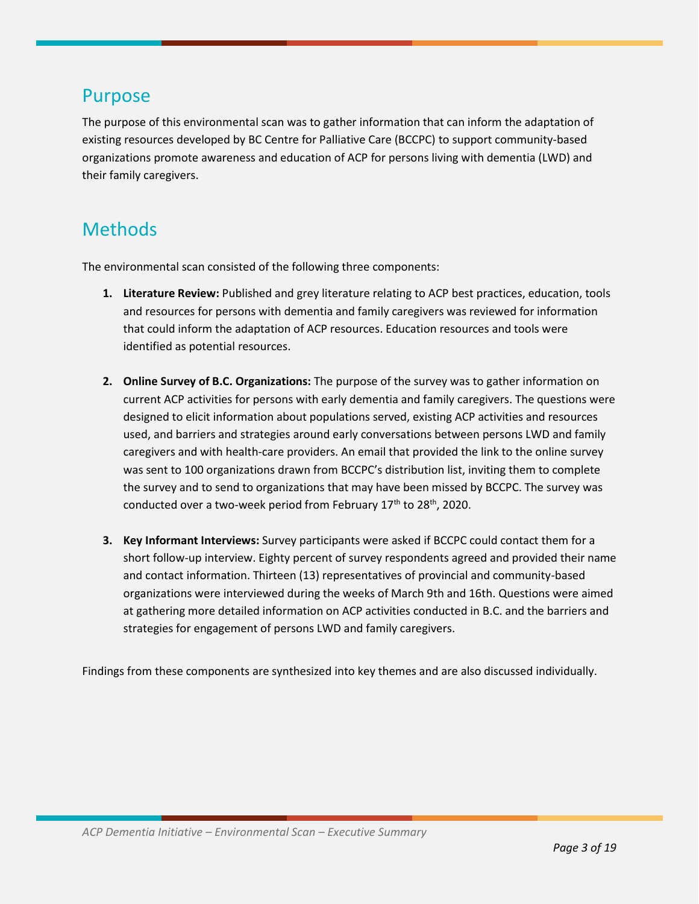## Purpose

The purpose of this environmental scan was to gather information that can inform the adaptation of existing resources developed by BC Centre for Palliative Care (BCCPC) to support community-based organizations promote awareness and education of ACP for persons living with dementia (LWD) and their family caregivers.

## Methods

The environmental scan consisted of the following three components:

1. **Literature Review:** Published and grey literature relating to ACP best practices, education, tools and resources for persons with dementia and family caregivers was reviewed for information that could inform the adaptation of ACP resources. Education resources and tools were identified as potential resources.

2. **Online Survey of B.C. Organizations:** The purpose of the survey was to gather information on current ACP activities for persons with early dementia and family caregivers. The questions were designed to elicit information about populations served, existing ACP activities and resources used, and barriers and strategies around early conversations between persons LWD and family caregivers and with health-care providers. An email that provided the link to the online survey was sent to 100 organizations drawn from BCCPC's distribution list, inviting them to complete the survey and to send to organizations that may have been missed by BCCPC. The survey was conducted over a two-week period from February 17th to 28th, 2020.

3. **Key Informant Interviews:** Survey participants were asked if BCCPC could contact them for a short follow-up interview. Eighty percent of survey respondents agreed and provided their name and contact information. Thirteen (13) representatives of provincial and community-based organizations were interviewed during the weeks of March 9th and 16th. Questions were aimed at gathering more detailed information on ACP activities conducted in B.C. and the barriers and strategies for engagement of persons LWD and family caregivers.

Findings from these components are synthesized into key themes and are also discussed individually.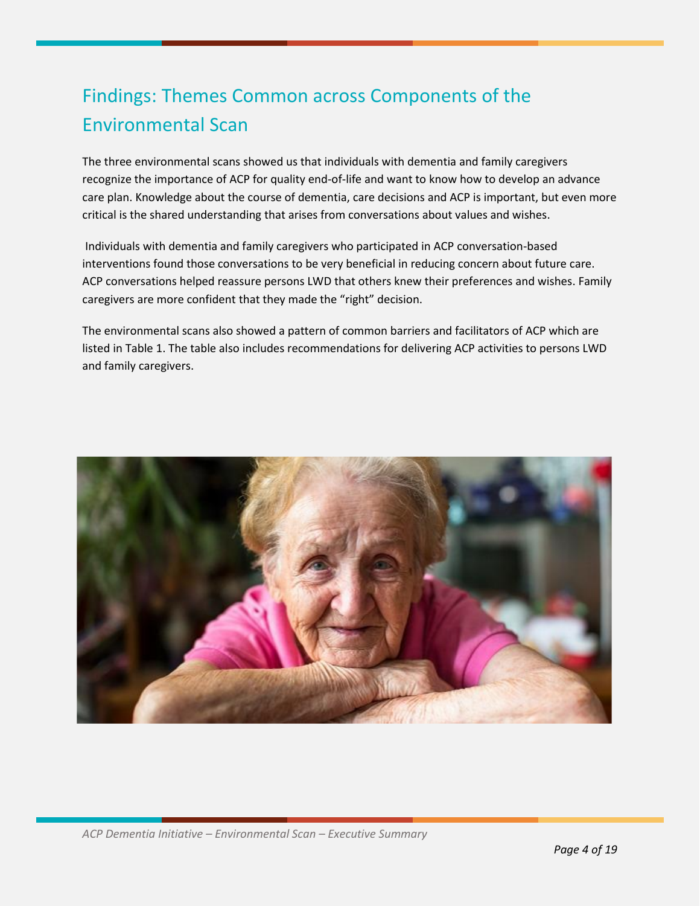# Findings: Themes Common across Components of the Environmental Scan

The three environmental scans showed us that individuals with dementia and family caregivers recognize the importance of ACP for quality end-of-life and want to know how to develop an advance care plan. Knowledge about the course of dementia, care decisions and ACP is important, but even more critical is the shared understanding that arises from conversations about values and wishes.

Individuals with dementia and family caregivers who participated in ACP conversation-based interventions found those conversations to be very beneficial in reducing concern about future care. ACP conversations helped reassure persons LWD that others knew their preferences and wishes. Family caregivers are more confident that they made the "right" decision.

The environmental scans also showed a pattern of common barriers and facilitators of ACP which are listed in Table 1. The table also includes recommendations for delivering ACP activities to persons LWD and family caregivers.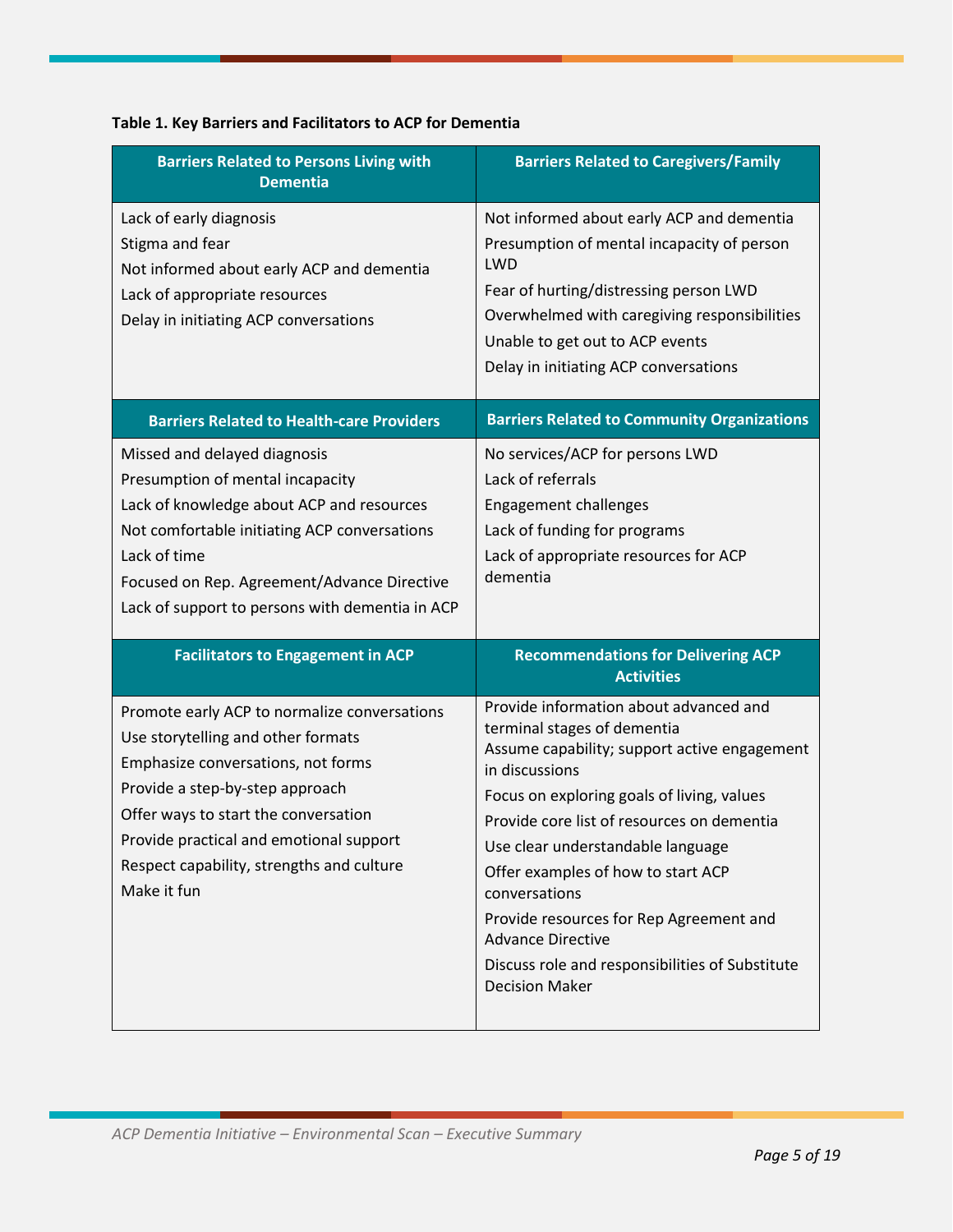**Table 1. Key Barriers and Facilitators to ACP for Dementia**

| Barriers Related to Persons Living with Dementia | Barriers Related to Caregivers/Family |
|---|---|
| Lack of early diagnosis<br>Stigma and fear<br>Not informed about early ACP and dementia<br>Lack of appropriate resources<br>Delay in initiating ACP conversations | Not informed about early ACP and dementia<br>Presumption of mental incapacity of person LWD<br>Fear of hurting/distressing person LWD<br>Overwhelmed with caregiving responsibilities<br>Unable to get out to ACP events<br>Delay in initiating ACP conversations |
| **Barriers Related to Health-care Providers** | **Barriers Related to Community Organizations** |
| Missed and delayed diagnosis<br>Presumption of mental incapacity<br>Lack of knowledge about ACP and resources<br>Not comfortable initiating ACP conversations<br>Lack of time<br>Focused on Rep. Agreement/Advance Directive<br>Lack of support to persons with dementia in ACP | No services/ACP for persons LWD<br>Lack of referrals<br>Engagement challenges<br>Lack of funding for programs<br>Lack of appropriate resources for ACP dementia |
| **Facilitators to Engagement in ACP** | **Recommendations for Delivering ACP Activities** |
| Promote early ACP to normalize conversations<br>Use storytelling and other formats<br>Emphasize conversations, not forms<br>Provide a step-by-step approach<br>Offer ways to start the conversation<br>Provide practical and emotional support<br>Respect capability, strengths and culture<br>Make it fun | Provide information about advanced and terminal stages of dementia<br>Assume capability; support active engagement in discussions<br>Focus on exploring goals of living, values<br>Provide core list of resources on dementia<br>Use clear understandable language<br>Offer examples of how to start ACP conversations<br>Provide resources for Rep Agreement and Advance Directive<br>Discuss role and responsibilities of Substitute Decision Maker |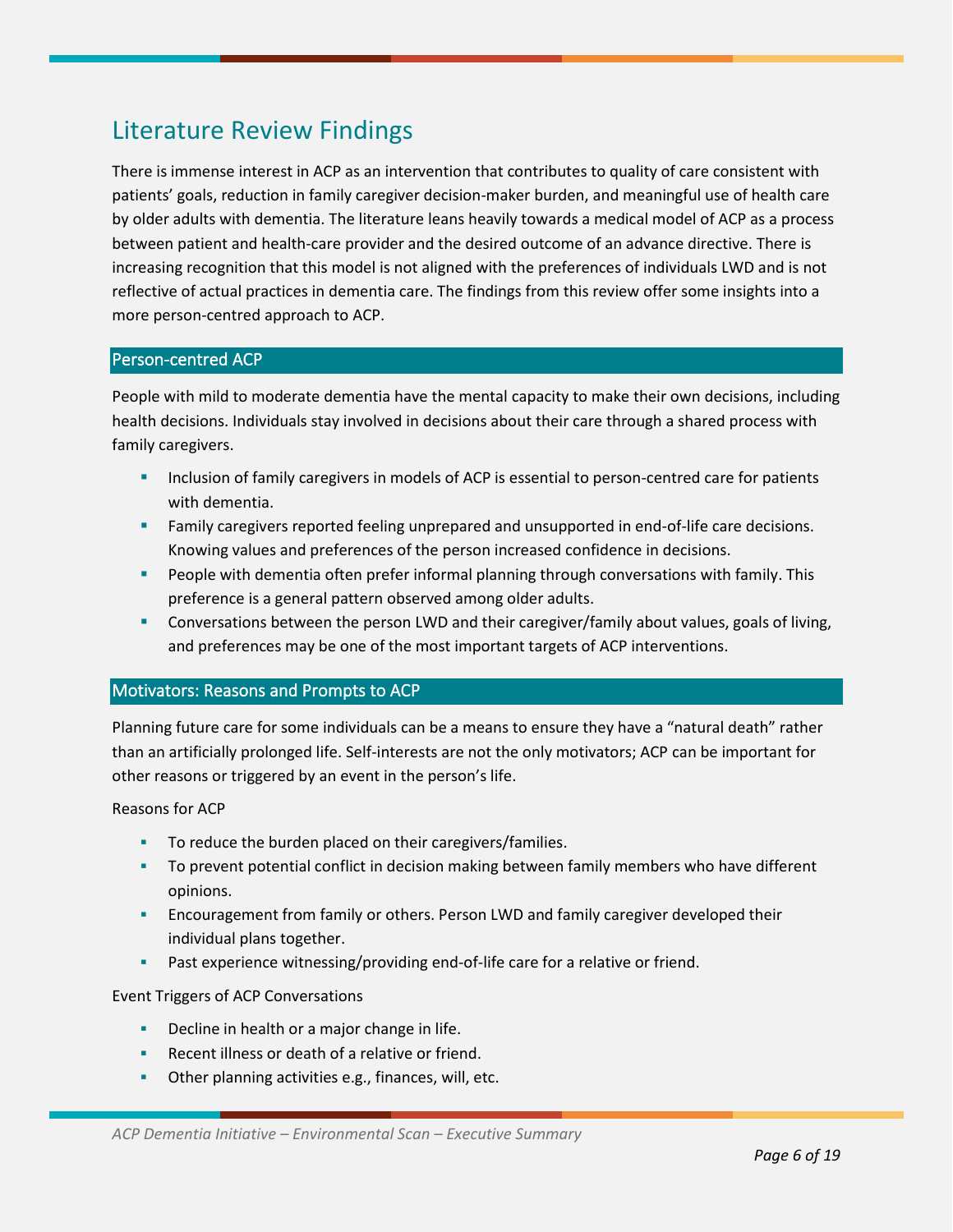# Literature Review Findings

There is immense interest in ACP as an intervention that contributes to quality of care consistent with patients' goals, reduction in family caregiver decision-maker burden, and meaningful use of health care by older adults with dementia. The literature leans heavily towards a medical model of ACP as a process between patient and health-care provider and the desired outcome of an advance directive. There is increasing recognition that this model is not aligned with the preferences of individuals LWD and is not reflective of actual practices in dementia care. The findings from this review offer some insights into a more person-centred approach to ACP.

## Person-centred ACP

People with mild to moderate dementia have the mental capacity to make their own decisions, including health decisions. Individuals stay involved in decisions about their care through a shared process with family caregivers.

- Inclusion of family caregivers in models of ACP is essential to person-centred care for patients with dementia.
- Family caregivers reported feeling unprepared and unsupported in end-of-life care decisions. Knowing values and preferences of the person increased confidence in decisions.
- People with dementia often prefer informal planning through conversations with family. This preference is a general pattern observed among older adults.
- Conversations between the person LWD and their caregiver/family about values, goals of living, and preferences may be one of the most important targets of ACP interventions.

## Motivators: Reasons and Prompts to ACP

Planning future care for some individuals can be a means to ensure they have a "natural death" rather than an artificially prolonged life. Self-interests are not the only motivators; ACP can be important for other reasons or triggered by an event in the person's life.

Reasons for ACP

- To reduce the burden placed on their caregivers/families.
- To prevent potential conflict in decision making between family members who have different opinions.
- Encouragement from family or others. Person LWD and family caregiver developed their individual plans together.
- Past experience witnessing/providing end-of-life care for a relative or friend.

Event Triggers of ACP Conversations

- Decline in health or a major change in life.
- Recent illness or death of a relative or friend.
- Other planning activities e.g., finances, will, etc.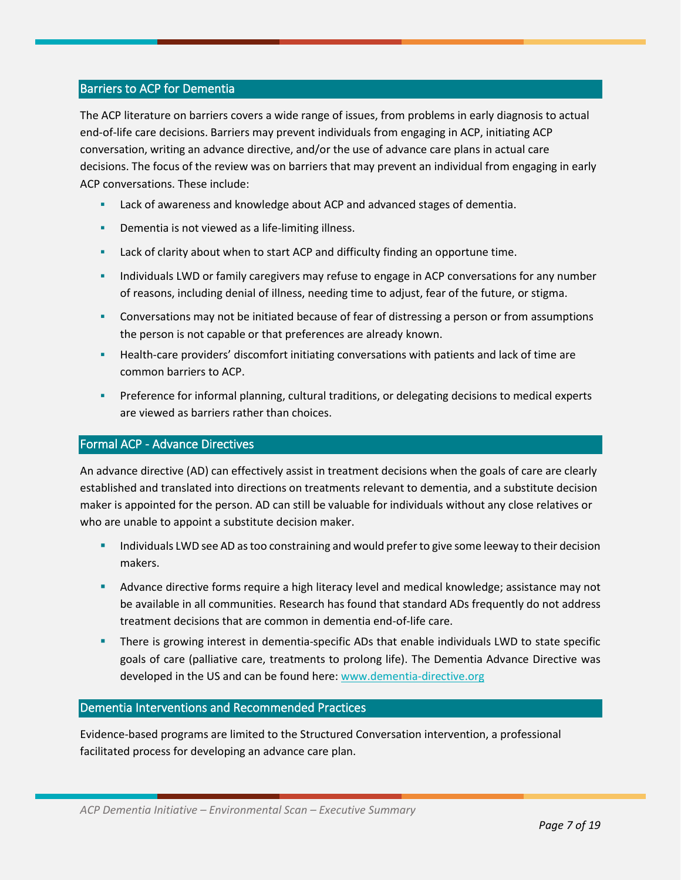## Barriers to ACP for Dementia

The ACP literature on barriers covers a wide range of issues, from problems in early diagnosis to actual end-of-life care decisions. Barriers may prevent individuals from engaging in ACP, initiating ACP conversation, writing an advance directive, and/or the use of advance care plans in actual care decisions. The focus of the review was on barriers that may prevent an individual from engaging in early ACP conversations. These include:

- Lack of awareness and knowledge about ACP and advanced stages of dementia.
- Dementia is not viewed as a life-limiting illness.
- Lack of clarity about when to start ACP and difficulty finding an opportune time.
- Individuals LWD or family caregivers may refuse to engage in ACP conversations for any number of reasons, including denial of illness, needing time to adjust, fear of the future, or stigma.
- Conversations may not be initiated because of fear of distressing a person or from assumptions the person is not capable or that preferences are already known.
- Health-care providers' discomfort initiating conversations with patients and lack of time are common barriers to ACP.
- Preference for informal planning, cultural traditions, or delegating decisions to medical experts are viewed as barriers rather than choices.

## Formal ACP - Advance Directives

An advance directive (AD) can effectively assist in treatment decisions when the goals of care are clearly established and translated into directions on treatments relevant to dementia, and a substitute decision maker is appointed for the person. AD can still be valuable for individuals without any close relatives or who are unable to appoint a substitute decision maker.

- Individuals LWD see AD as too constraining and would prefer to give some leeway to their decision makers.
- Advance directive forms require a high literacy level and medical knowledge; assistance may not be available in all communities. Research has found that standard ADs frequently do not address treatment decisions that are common in dementia end-of-life care.
- There is growing interest in dementia-specific ADs that enable individuals LWD to state specific goals of care (palliative care, treatments to prolong life). The Dementia Advance Directive was developed in the US and can be found here: [www.dementia-directive.org](http://www.dementia-directive.org)

## Dementia Interventions and Recommended Practices

Evidence-based programs are limited to the Structured Conversation intervention, a professional facilitated process for developing an advance care plan.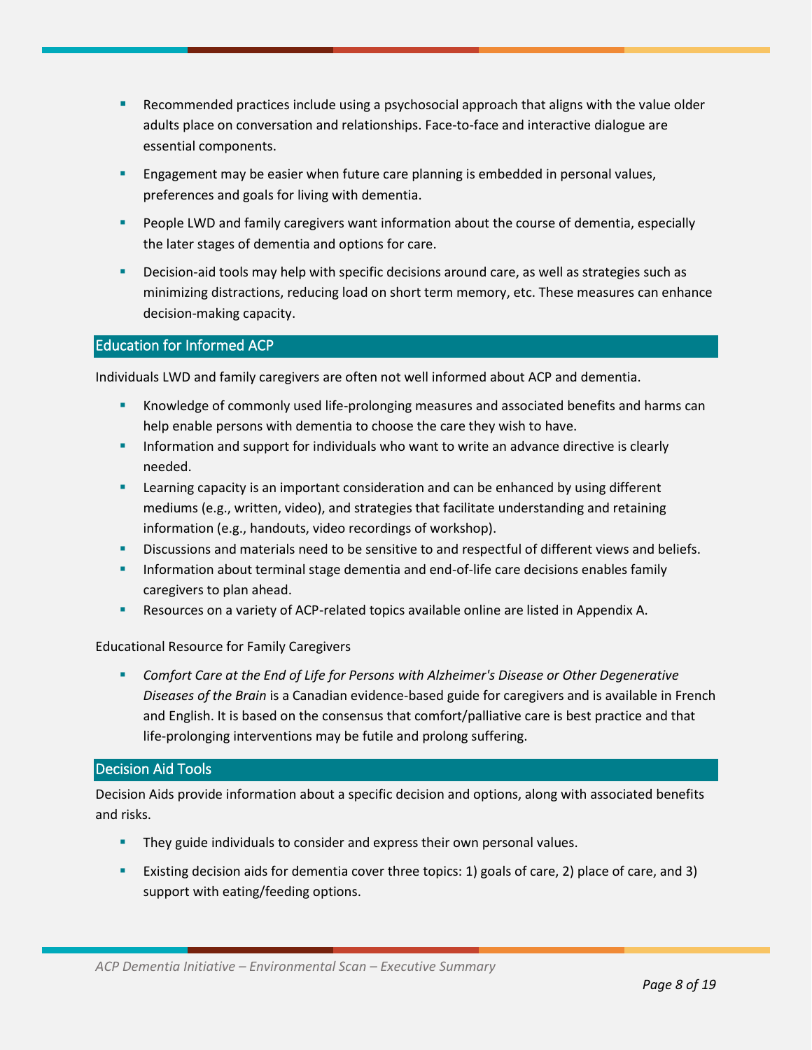- Recommended practices include using a psychosocial approach that aligns with the value older adults place on conversation and relationships. Face-to-face and interactive dialogue are essential components.
- Engagement may be easier when future care planning is embedded in personal values, preferences and goals for living with dementia.
- People LWD and family caregivers want information about the course of dementia, especially the later stages of dementia and options for care.
- Decision-aid tools may help with specific decisions around care, as well as strategies such as minimizing distractions, reducing load on short term memory, etc. These measures can enhance decision-making capacity.

## Education for Informed ACP

Individuals LWD and family caregivers are often not well informed about ACP and dementia.

- Knowledge of commonly used life-prolonging measures and associated benefits and harms can help enable persons with dementia to choose the care they wish to have.
- Information and support for individuals who want to write an advance directive is clearly needed.
- Learning capacity is an important consideration and can be enhanced by using different mediums (e.g., written, video), and strategies that facilitate understanding and retaining information (e.g., handouts, video recordings of workshop).
- Discussions and materials need to be sensitive to and respectful of different views and beliefs.
- Information about terminal stage dementia and end-of-life care decisions enables family caregivers to plan ahead.
- Resources on a variety of ACP-related topics available online are listed in Appendix A.

Educational Resource for Family Caregivers

- *Comfort Care at the End of Life for Persons with Alzheimer's Disease or Other Degenerative Diseases of the Brain* is a Canadian evidence-based guide for caregivers and is available in French and English. It is based on the consensus that comfort/palliative care is best practice and that life-prolonging interventions may be futile and prolong suffering.

## Decision Aid Tools

Decision Aids provide information about a specific decision and options, along with associated benefits and risks.

- They guide individuals to consider and express their own personal values.
- Existing decision aids for dementia cover three topics: 1) goals of care, 2) place of care, and 3) support with eating/feeding options.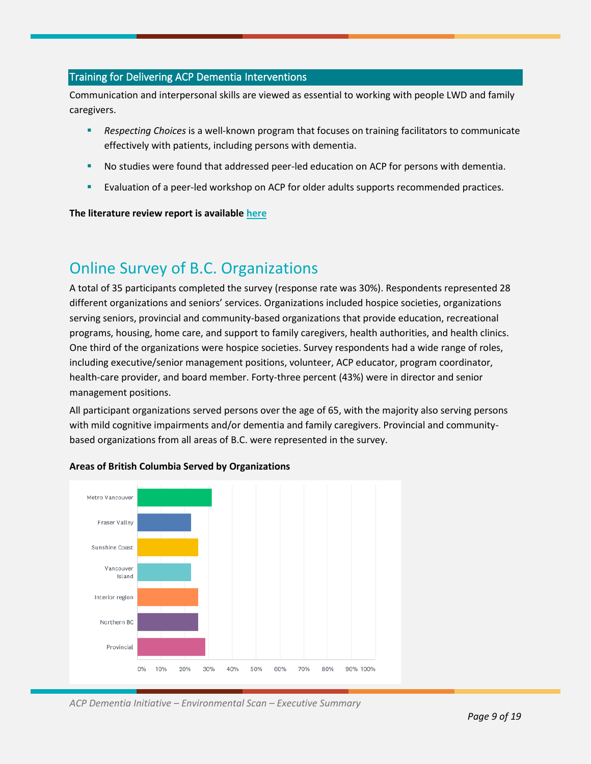### Training for Delivering ACP Dementia Interventions

Communication and interpersonal skills are viewed as essential to working with people LWD and family caregivers.

- *Respecting Choices* is a well-known program that focuses on training facilitators to communicate effectively with patients, including persons with dementia.
- No studies were found that addressed peer-led education on ACP for persons with dementia.
- Evaluation of a peer-led workshop on ACP for older adults supports recommended practices.

**The literature review report is available [here]**

## Online Survey of B.C. Organizations

A total of 35 participants completed the survey (response rate was 30%). Respondents represented 28 different organizations and seniors' services. Organizations included hospice societies, organizations serving seniors, provincial and community-based organizations that provide education, recreational programs, housing, home care, and support to family caregivers, health authorities, and health clinics. One third of the organizations were hospice societies. Survey respondents had a wide range of roles, including executive/senior management positions, volunteer, ACP educator, program coordinator, health-care provider, and board member. Forty-three percent (43%) were in director and senior management positions.

All participant organizations served persons over the age of 65, with the majority also serving persons with mild cognitive impairments and/or dementia and family caregivers. Provincial and community-based organizations from all areas of B.C. were represented in the survey.

**Areas of British Columbia Served by Organizations**

Metro Vancouver
Fraser Valley
Sunshine Coast
Vancouver Island
Interior region
Northern BC
Provincial

0% 10% 20% 30% 40% 50% 60% 70% 80% 90% 100%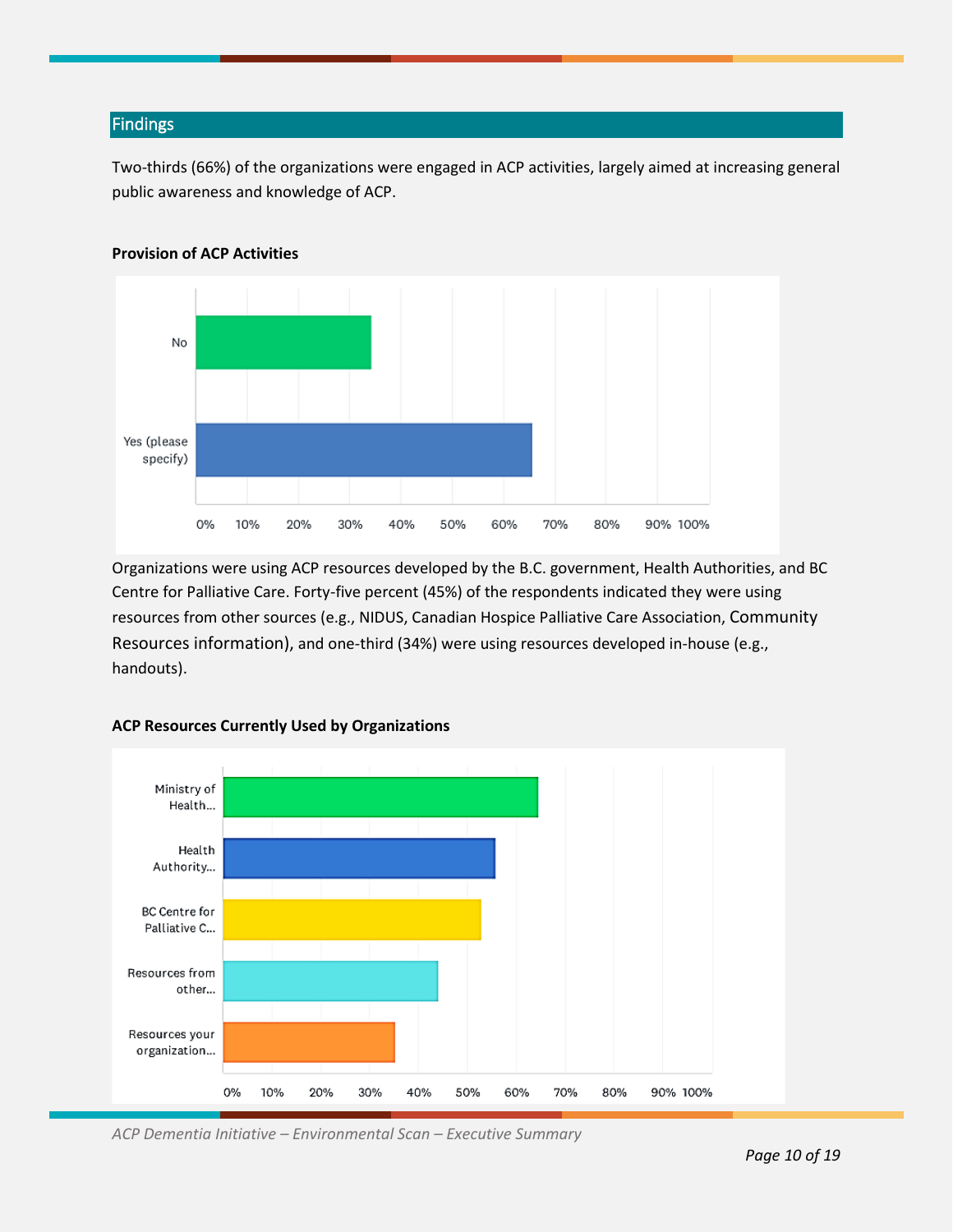## Findings

Two-thirds (66%) of the organizations were engaged in ACP activities, largely aimed at increasing general public awareness and knowledge of ACP.

**Provision of ACP Activities**

Organizations were using ACP resources developed by the B.C. government, Health Authorities, and BC Centre for Palliative Care. Forty-five percent (45%) of the respondents indicated they were using resources from other sources (e.g., NIDUS, Canadian Hospice Palliative Care Association, Community Resources information), and one-third (34%) were using resources developed in-house (e.g., handouts).

**ACP Resources Currently Used by Organizations**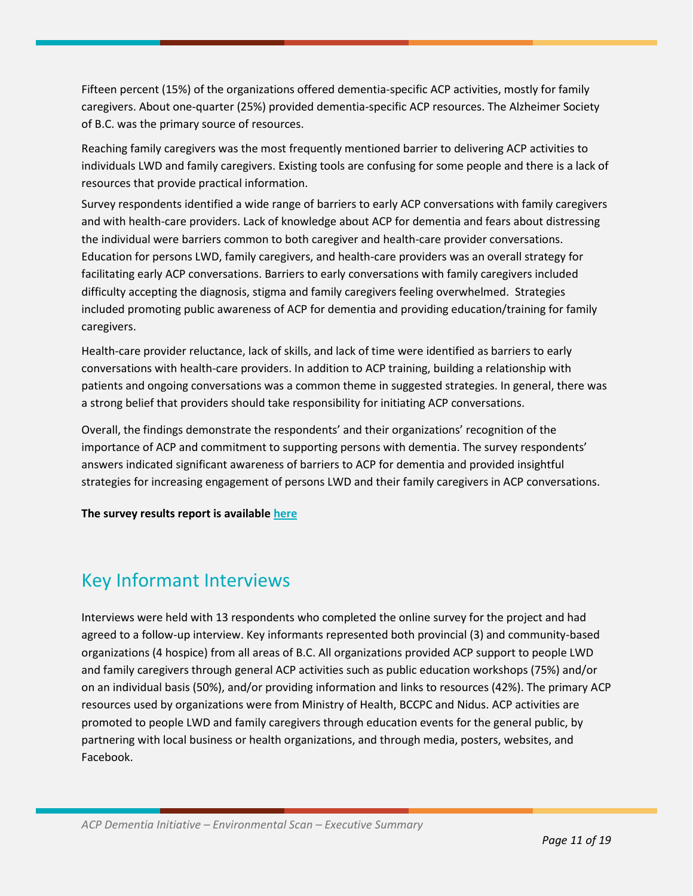Fifteen percent (15%) of the organizations offered dementia-specific ACP activities, mostly for family caregivers. About one-quarter (25%) provided dementia-specific ACP resources. The Alzheimer Society of B.C. was the primary source of resources.

Reaching family caregivers was the most frequently mentioned barrier to delivering ACP activities to individuals LWD and family caregivers. Existing tools are confusing for some people and there is a lack of resources that provide practical information.

Survey respondents identified a wide range of barriers to early ACP conversations with family caregivers and with health-care providers. Lack of knowledge about ACP for dementia and fears about distressing the individual were barriers common to both caregiver and health-care provider conversations. Education for persons LWD, family caregivers, and health-care providers was an overall strategy for facilitating early ACP conversations. Barriers to early conversations with family caregivers included difficulty accepting the diagnosis, stigma and family caregivers feeling overwhelmed. Strategies included promoting public awareness of ACP for dementia and providing education/training for family caregivers.

Health-care provider reluctance, lack of skills, and lack of time were identified as barriers to early conversations with health-care providers. In addition to ACP training, building a relationship with patients and ongoing conversations was a common theme in suggested strategies. In general, there was a strong belief that providers should take responsibility for initiating ACP conversations.

Overall, the findings demonstrate the respondents' and their organizations' recognition of the importance of ACP and commitment to supporting persons with dementia. The survey respondents' answers indicated significant awareness of barriers to ACP for dementia and provided insightful strategies for increasing engagement of persons LWD and their family caregivers in ACP conversations.

**The survey results report is available here**

## Key Informant Interviews

Interviews were held with 13 respondents who completed the online survey for the project and had agreed to a follow-up interview. Key informants represented both provincial (3) and community-based organizations (4 hospice) from all areas of B.C. All organizations provided ACP support to people LWD and family caregivers through general ACP activities such as public education workshops (75%) and/or on an individual basis (50%), and/or providing information and links to resources (42%). The primary ACP resources used by organizations were from Ministry of Health, BCCPC and Nidus. ACP activities are promoted to people LWD and family caregivers through education events for the general public, by partnering with local business or health organizations, and through media, posters, websites, and Facebook.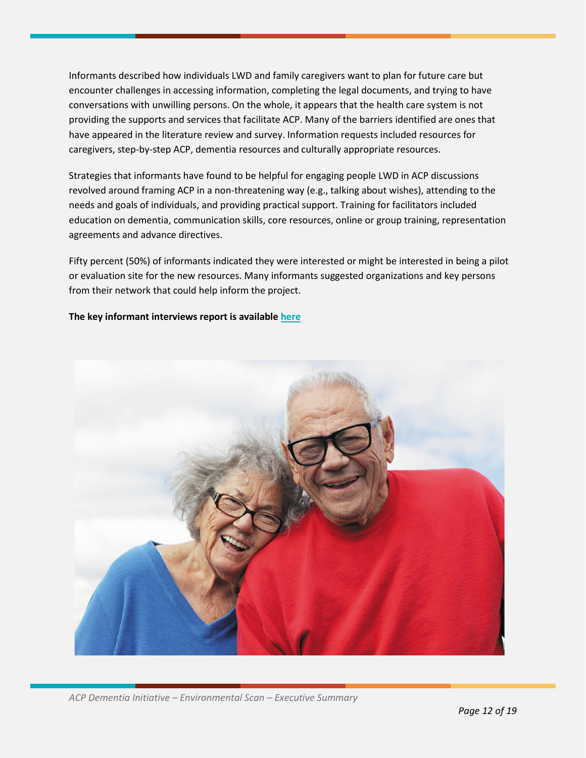Informants described how individuals LWD and family caregivers want to plan for future care but encounter challenges in accessing information, completing the legal documents, and trying to have conversations with unwilling persons. On the whole, it appears that the health care system is not providing the supports and services that facilitate ACP. Many of the barriers identified are ones that have appeared in the literature review and survey. Information requests included resources for caregivers, step-by-step ACP, dementia resources and culturally appropriate resources.

Strategies that informants have found to be helpful for engaging people LWD in ACP discussions revolved around framing ACP in a non-threatening way (e.g., talking about wishes), attending to the needs and goals of individuals, and providing practical support. Training for facilitators included education on dementia, communication skills, core resources, online or group training, representation agreements and advance directives.

Fifty percent (50%) of informants indicated they were interested or might be interested in being a pilot or evaluation site for the new resources. Many informants suggested organizations and key persons from their network that could help inform the project.

**The key informant interviews report is available here**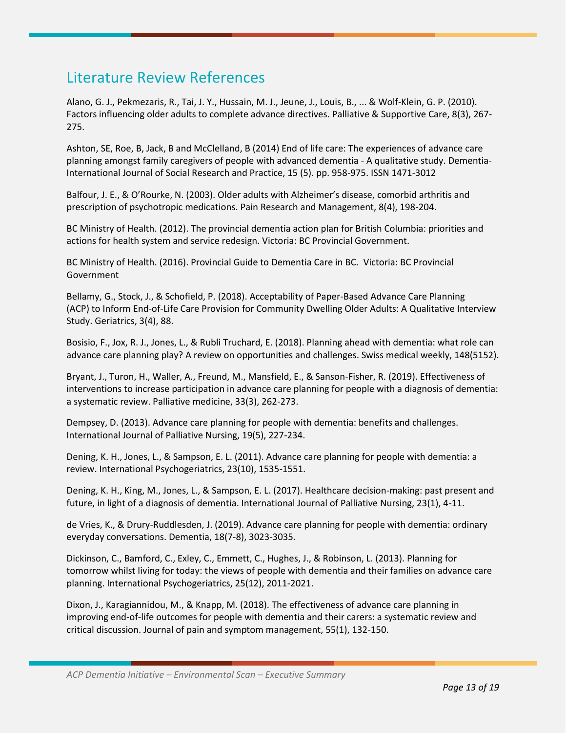## Literature Review References

Alano, G. J., Pekmezaris, R., Tai, J. Y., Hussain, M. J., Jeune, J., Louis, B., ... & Wolf-Klein, G. P. (2010). Factors influencing older adults to complete advance directives. Palliative & Supportive Care, 8(3), 267-275.

Ashton, SE, Roe, B, Jack, B and McClelland, B (2014) End of life care: The experiences of advance care planning amongst family caregivers of people with advanced dementia - A qualitative study. Dementia-International Journal of Social Research and Practice, 15 (5). pp. 958-975. ISSN 1471-3012

Balfour, J. E., & O'Rourke, N. (2003). Older adults with Alzheimer's disease, comorbid arthritis and prescription of psychotropic medications. Pain Research and Management, 8(4), 198-204.

BC Ministry of Health. (2012). The provincial dementia action plan for British Columbia: priorities and actions for health system and service redesign. Victoria: BC Provincial Government.

BC Ministry of Health. (2016). Provincial Guide to Dementia Care in BC. Victoria: BC Provincial Government

Bellamy, G., Stock, J., & Schofield, P. (2018). Acceptability of Paper-Based Advance Care Planning (ACP) to Inform End-of-Life Care Provision for Community Dwelling Older Adults: A Qualitative Interview Study. Geriatrics, 3(4), 88.

Bosisio, F., Jox, R. J., Jones, L., & Rubli Truchard, E. (2018). Planning ahead with dementia: what role can advance care planning play? A review on opportunities and challenges. Swiss medical weekly, 148(5152).

Bryant, J., Turon, H., Waller, A., Freund, M., Mansfield, E., & Sanson-Fisher, R. (2019). Effectiveness of interventions to increase participation in advance care planning for people with a diagnosis of dementia: a systematic review. Palliative medicine, 33(3), 262-273.

Dempsey, D. (2013). Advance care planning for people with dementia: benefits and challenges. International Journal of Palliative Nursing, 19(5), 227-234.

Dening, K. H., Jones, L., & Sampson, E. L. (2011). Advance care planning for people with dementia: a review. International Psychogeriatrics, 23(10), 1535-1551.

Dening, K. H., King, M., Jones, L., & Sampson, E. L. (2017). Healthcare decision-making: past present and future, in light of a diagnosis of dementia. International Journal of Palliative Nursing, 23(1), 4-11.

de Vries, K., & Drury-Ruddlesden, J. (2019). Advance care planning for people with dementia: ordinary everyday conversations. Dementia, 18(7-8), 3023-3035.

Dickinson, C., Bamford, C., Exley, C., Emmett, C., Hughes, J., & Robinson, L. (2013). Planning for tomorrow whilst living for today: the views of people with dementia and their families on advance care planning. International Psychogeriatrics, 25(12), 2011-2021.

Dixon, J., Karagiannidou, M., & Knapp, M. (2018). The effectiveness of advance care planning in improving end-of-life outcomes for people with dementia and their carers: a systematic review and critical discussion. Journal of pain and symptom management, 55(1), 132-150.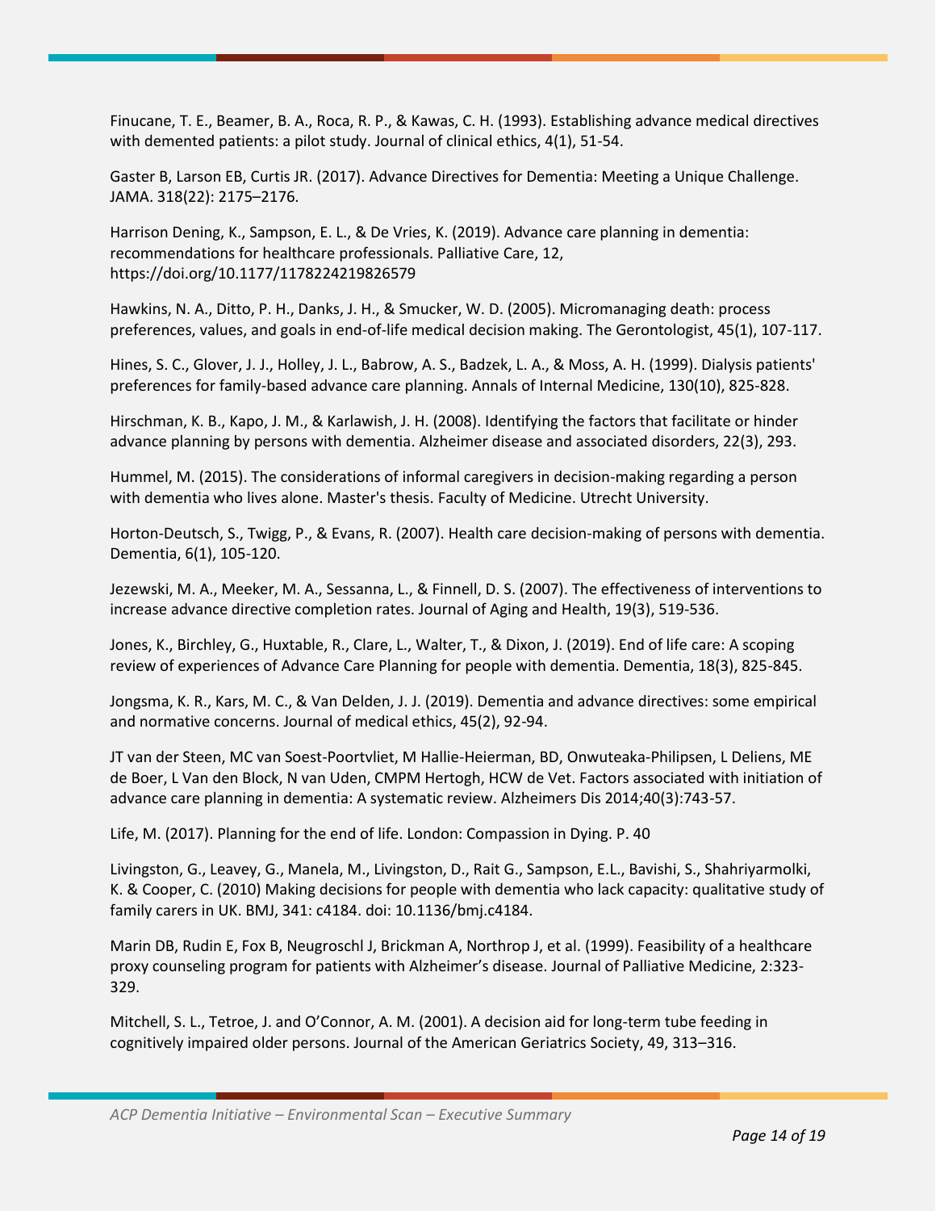Finucane, T. E., Beamer, B. A., Roca, R. P., & Kawas, C. H. (1993). Establishing advance medical directives with demented patients: a pilot study. Journal of clinical ethics, 4(1), 51-54.

Gaster B, Larson EB, Curtis JR. (2017). Advance Directives for Dementia: Meeting a Unique Challenge. JAMA. 318(22): 2175–2176.

Harrison Dening, K., Sampson, E. L., & De Vries, K. (2019). Advance care planning in dementia: recommendations for healthcare professionals. Palliative Care, 12, https://doi.org/10.1177/1178224219826579

Hawkins, N. A., Ditto, P. H., Danks, J. H., & Smucker, W. D. (2005). Micromanaging death: process preferences, values, and goals in end-of-life medical decision making. The Gerontologist, 45(1), 107-117.

Hines, S. C., Glover, J. J., Holley, J. L., Babrow, A. S., Badzek, L. A., & Moss, A. H. (1999). Dialysis patients' preferences for family-based advance care planning. Annals of Internal Medicine, 130(10), 825-828.

Hirschman, K. B., Kapo, J. M., & Karlawish, J. H. (2008). Identifying the factors that facilitate or hinder advance planning by persons with dementia. Alzheimer disease and associated disorders, 22(3), 293.

Hummel, M. (2015). The considerations of informal caregivers in decision-making regarding a person with dementia who lives alone. Master's thesis. Faculty of Medicine. Utrecht University.

Horton-Deutsch, S., Twigg, P., & Evans, R. (2007). Health care decision-making of persons with dementia. Dementia, 6(1), 105-120.

Jezewski, M. A., Meeker, M. A., Sessanna, L., & Finnell, D. S. (2007). The effectiveness of interventions to increase advance directive completion rates. Journal of Aging and Health, 19(3), 519-536.

Jones, K., Birchley, G., Huxtable, R., Clare, L., Walter, T., & Dixon, J. (2019). End of life care: A scoping review of experiences of Advance Care Planning for people with dementia. Dementia, 18(3), 825-845.

Jongsma, K. R., Kars, M. C., & Van Delden, J. J. (2019). Dementia and advance directives: some empirical and normative concerns. Journal of medical ethics, 45(2), 92-94.

JT van der Steen, MC van Soest-Poortvliet, M Hallie-Heierman, BD, Onwuteaka-Philipsen, L Deliens, ME de Boer, L Van den Block, N van Uden, CMPM Hertogh, HCW de Vet. Factors associated with initiation of advance care planning in dementia: A systematic review. Alzheimers Dis 2014;40(3):743-57.

Life, M. (2017). Planning for the end of life. London: Compassion in Dying. P. 40

Livingston, G., Leavey, G., Manela, M., Livingston, D., Rait G., Sampson, E.L., Bavishi, S., Shahriyarmolki, K. & Cooper, C. (2010) Making decisions for people with dementia who lack capacity: qualitative study of family carers in UK. BMJ, 341: c4184. doi: 10.1136/bmj.c4184.

Marin DB, Rudin E, Fox B, Neugroschl J, Brickman A, Northrop J, et al. (1999). Feasibility of a healthcare proxy counseling program for patients with Alzheimer's disease. Journal of Palliative Medicine, 2:323-329.

Mitchell, S. L., Tetroe, J. and O'Connor, A. M. (2001). A decision aid for long-term tube feeding in cognitively impaired older persons. Journal of the American Geriatrics Society, 49, 313–316.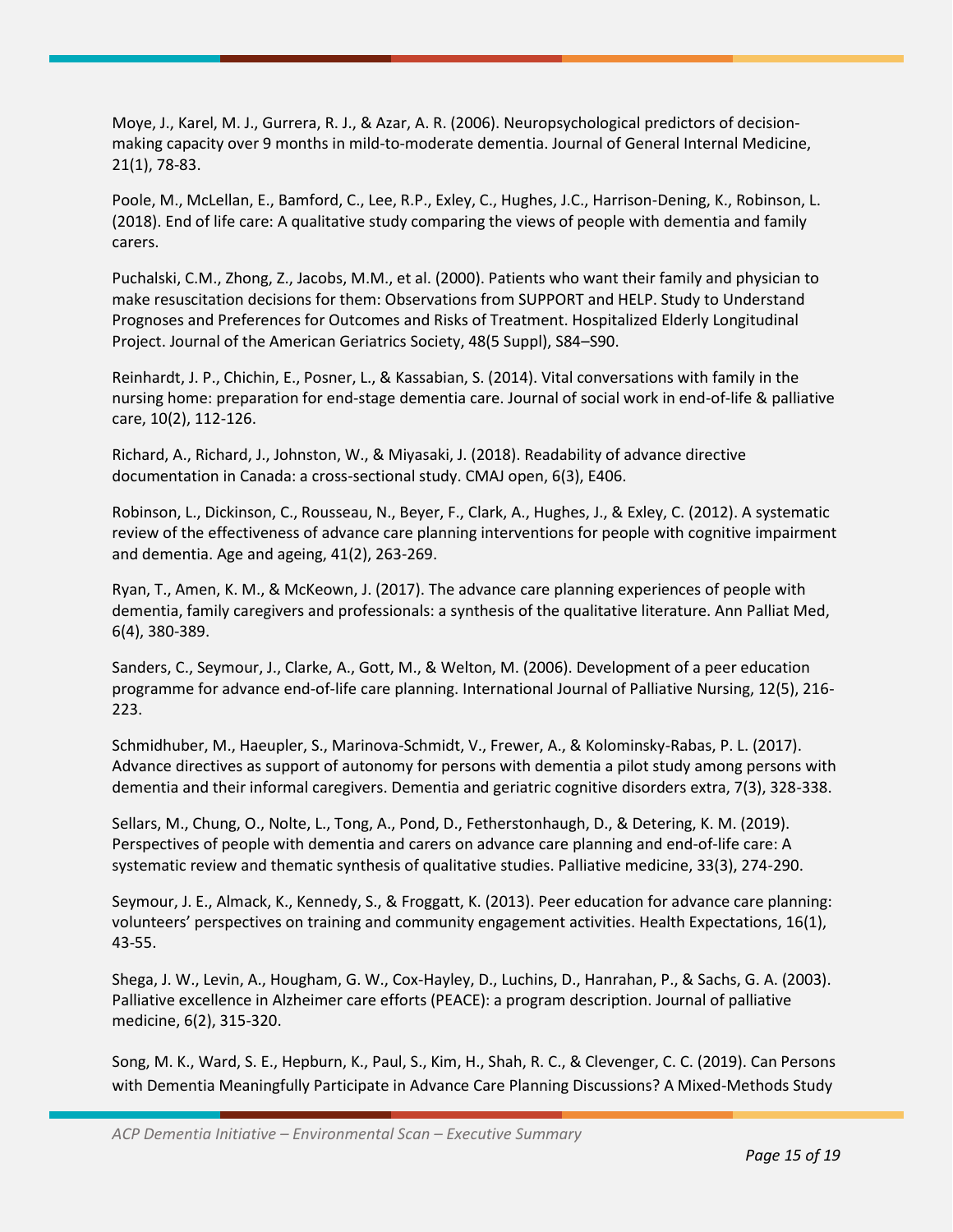Moye, J., Karel, M. J., Gurrera, R. J., & Azar, A. R. (2006). Neuropsychological predictors of decision-making capacity over 9 months in mild-to-moderate dementia. Journal of General Internal Medicine, 21(1), 78-83.

Poole, M., McLellan, E., Bamford, C., Lee, R.P., Exley, C., Hughes, J.C., Harrison-Dening, K., Robinson, L. (2018). End of life care: A qualitative study comparing the views of people with dementia and family carers.

Puchalski, C.M., Zhong, Z., Jacobs, M.M., et al. (2000). Patients who want their family and physician to make resuscitation decisions for them: Observations from SUPPORT and HELP. Study to Understand Prognoses and Preferences for Outcomes and Risks of Treatment. Hospitalized Elderly Longitudinal Project. Journal of the American Geriatrics Society, 48(5 Suppl), S84–S90.

Reinhardt, J. P., Chichin, E., Posner, L., & Kassabian, S. (2014). Vital conversations with family in the nursing home: preparation for end-stage dementia care. Journal of social work in end-of-life & palliative care, 10(2), 112-126.

Richard, A., Richard, J., Johnston, W., & Miyasaki, J. (2018). Readability of advance directive documentation in Canada: a cross-sectional study. CMAJ open, 6(3), E406.

Robinson, L., Dickinson, C., Rousseau, N., Beyer, F., Clark, A., Hughes, J., & Exley, C. (2012). A systematic review of the effectiveness of advance care planning interventions for people with cognitive impairment and dementia. Age and ageing, 41(2), 263-269.

Ryan, T., Amen, K. M., & McKeown, J. (2017). The advance care planning experiences of people with dementia, family caregivers and professionals: a synthesis of the qualitative literature. Ann Palliat Med, 6(4), 380-389.

Sanders, C., Seymour, J., Clarke, A., Gott, M., & Welton, M. (2006). Development of a peer education programme for advance end-of-life care planning. International Journal of Palliative Nursing, 12(5), 216-223.

Schmidhuber, M., Haeupler, S., Marinova-Schmidt, V., Frewer, A., & Kolominsky-Rabas, P. L. (2017). Advance directives as support of autonomy for persons with dementia a pilot study among persons with dementia and their informal caregivers. Dementia and geriatric cognitive disorders extra, 7(3), 328-338.

Sellars, M., Chung, O., Nolte, L., Tong, A., Pond, D., Fetherstonhaugh, D., & Detering, K. M. (2019). Perspectives of people with dementia and carers on advance care planning and end-of-life care: A systematic review and thematic synthesis of qualitative studies. Palliative medicine, 33(3), 274-290.

Seymour, J. E., Almack, K., Kennedy, S., & Froggatt, K. (2013). Peer education for advance care planning: volunteers' perspectives on training and community engagement activities. Health Expectations, 16(1), 43-55.

Shega, J. W., Levin, A., Hougham, G. W., Cox-Hayley, D., Luchins, D., Hanrahan, P., & Sachs, G. A. (2003). Palliative excellence in Alzheimer care efforts (PEACE): a program description. Journal of palliative medicine, 6(2), 315-320.

Song, M. K., Ward, S. E., Hepburn, K., Paul, S., Kim, H., Shah, R. C., & Clevenger, C. C. (2019). Can Persons with Dementia Meaningfully Participate in Advance Care Planning Discussions? A Mixed-Methods Study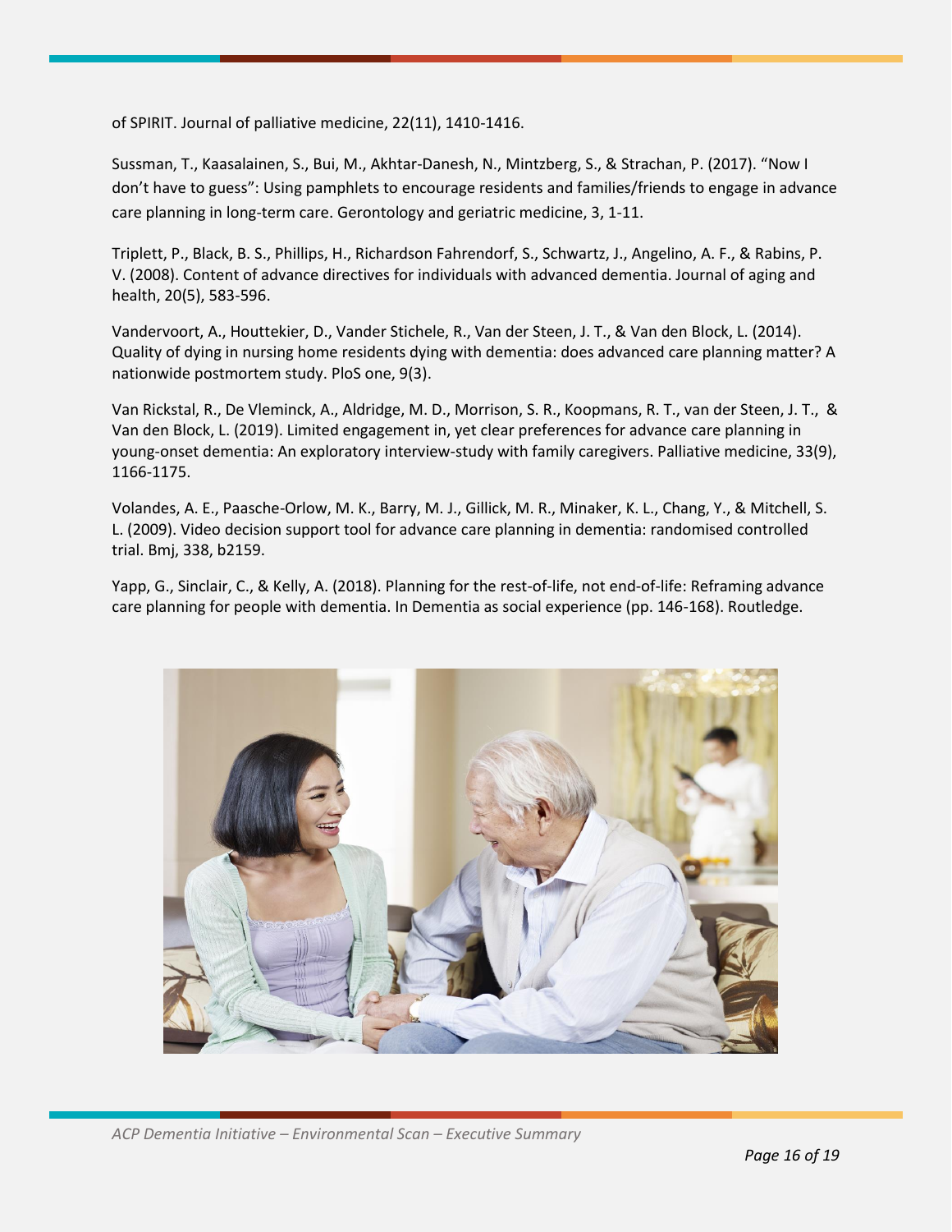of SPIRIT. Journal of palliative medicine, 22(11), 1410-1416.

Sussman, T., Kaasalainen, S., Bui, M., Akhtar-Danesh, N., Mintzberg, S., & Strachan, P. (2017). "Now I don't have to guess": Using pamphlets to encourage residents and families/friends to engage in advance care planning in long-term care. Gerontology and geriatric medicine, 3, 1-11.

Triplett, P., Black, B. S., Phillips, H., Richardson Fahrendorf, S., Schwartz, J., Angelino, A. F., & Rabins, P. V. (2008). Content of advance directives for individuals with advanced dementia. Journal of aging and health, 20(5), 583-596.

Vandervoort, A., Houttekier, D., Vander Stichele, R., Van der Steen, J. T., & Van den Block, L. (2014). Quality of dying in nursing home residents dying with dementia: does advanced care planning matter? A nationwide postmortem study. PloS one, 9(3).

Van Rickstal, R., De Vleminck, A., Aldridge, M. D., Morrison, S. R., Koopmans, R. T., van der Steen, J. T., & Van den Block, L. (2019). Limited engagement in, yet clear preferences for advance care planning in young-onset dementia: An exploratory interview-study with family caregivers. Palliative medicine, 33(9), 1166-1175.

Volandes, A. E., Paasche-Orlow, M. K., Barry, M. J., Gillick, M. R., Minaker, K. L., Chang, Y., & Mitchell, S. L. (2009). Video decision support tool for advance care planning in dementia: randomised controlled trial. Bmj, 338, b2159.

Yapp, G., Sinclair, C., & Kelly, A. (2018). Planning for the rest-of-life, not end-of-life: Reframing advance care planning for people with dementia. In Dementia as social experience (pp. 146-168). Routledge.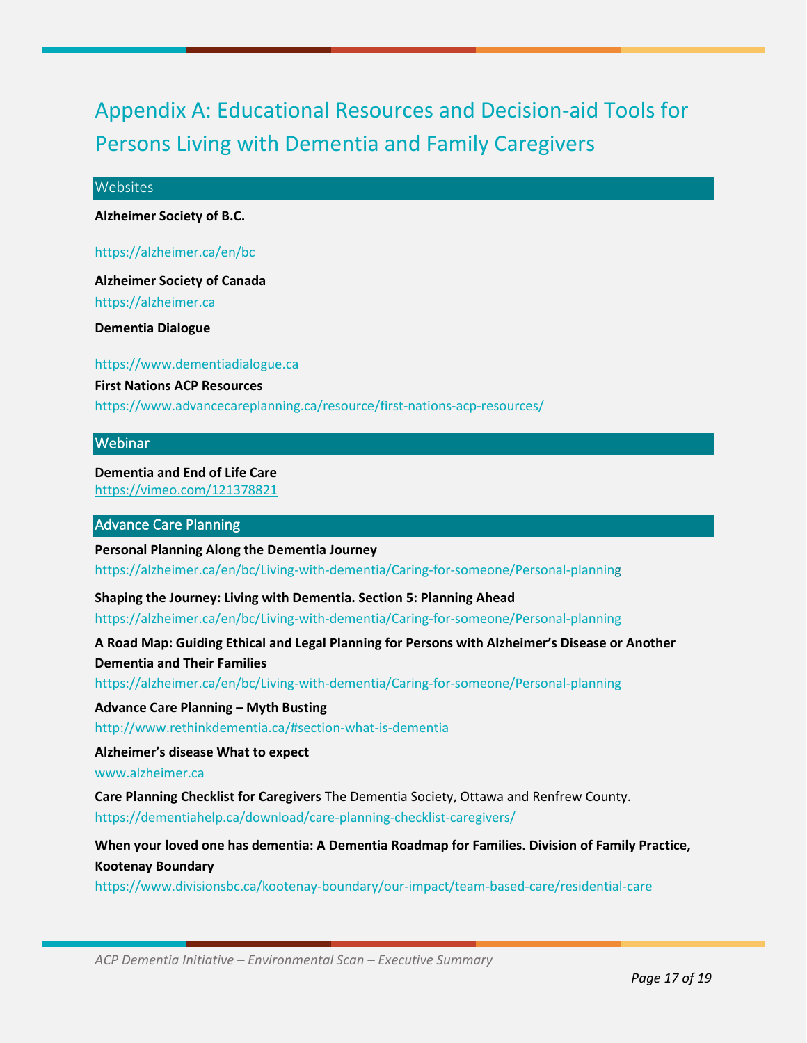# Appendix A: Educational Resources and Decision-aid Tools for Persons Living with Dementia and Family Caregivers

## Websites

**Alzheimer Society of B.C.**

https://alzheimer.ca/en/bc

**Alzheimer Society of Canada**

https://alzheimer.ca

**Dementia Dialogue**

https://www.dementiadialogue.ca

**First Nations ACP Resources**

https://www.advancecareplanning.ca/resource/first-nations-acp-resources/

## Webinar

**Dementia and End of Life Care**

https://vimeo.com/121378821

## Advance Care Planning

**Personal Planning Along the Dementia Journey**

https://alzheimer.ca/en/bc/Living-with-dementia/Caring-for-someone/Personal-planning

**Shaping the Journey: Living with Dementia. Section 5: Planning Ahead**

https://alzheimer.ca/en/bc/Living-with-dementia/Caring-for-someone/Personal-planning

**A Road Map: Guiding Ethical and Legal Planning for Persons with Alzheimer's Disease or Another Dementia and Their Families**

https://alzheimer.ca/en/bc/Living-with-dementia/Caring-for-someone/Personal-planning

**Advance Care Planning – Myth Busting**

http://www.rethinkdementia.ca/#section-what-is-dementia

**Alzheimer's disease What to expect**

www.alzheimer.ca

**Care Planning Checklist for Caregivers** The Dementia Society, Ottawa and Renfrew County.

https://dementiahelp.ca/download/care-planning-checklist-caregivers/

**When your loved one has dementia: A Dementia Roadmap for Families. Division of Family Practice, Kootenay Boundary**

https://www.divisionsbc.ca/kootenay-boundary/our-impact/team-based-care/residential-care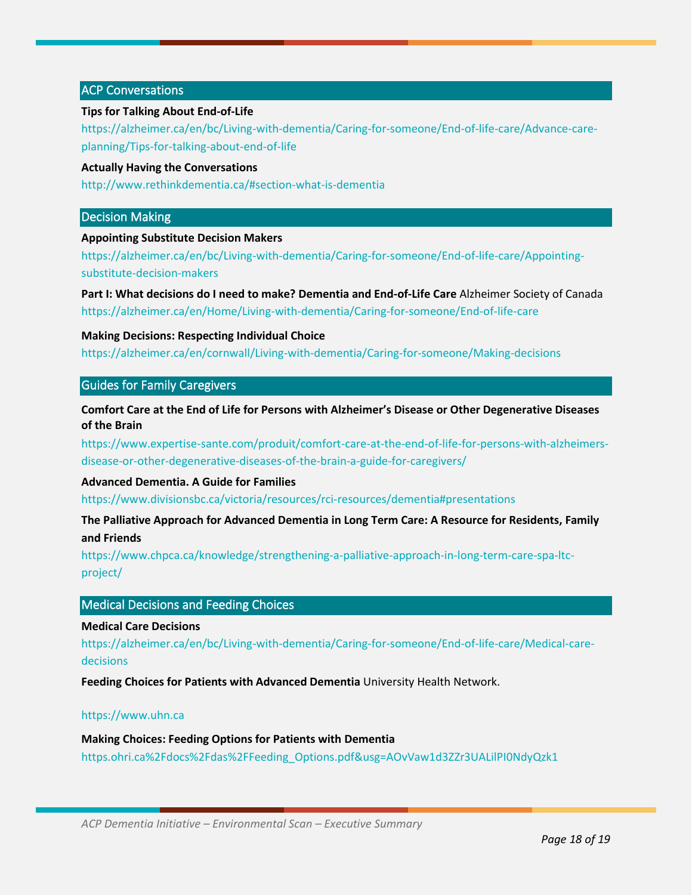## ACP Conversations

**Tips for Talking About End-of-Life**

https://alzheimer.ca/en/bc/Living-with-dementia/Caring-for-someone/End-of-life-care/Advance-care-planning/Tips-for-talking-about-end-of-life

**Actually Having the Conversations**

http://www.rethinkdementia.ca/#section-what-is-dementia

## Decision Making

**Appointing Substitute Decision Makers**

https://alzheimer.ca/en/bc/Living-with-dementia/Caring-for-someone/End-of-life-care/Appointing-substitute-decision-makers

**Part I: What decisions do I need to make? Dementia and End-of-Life Care** Alzheimer Society of Canada

https://alzheimer.ca/en/Home/Living-with-dementia/Caring-for-someone/End-of-life-care

**Making Decisions: Respecting Individual Choice**

https://alzheimer.ca/en/cornwall/Living-with-dementia/Caring-for-someone/Making-decisions

## Guides for Family Caregivers

**Comfort Care at the End of Life for Persons with Alzheimer's Disease or Other Degenerative Diseases of the Brain**

https://www.expertise-sante.com/produit/comfort-care-at-the-end-of-life-for-persons-with-alzheimers-disease-or-other-degenerative-diseases-of-the-brain-a-guide-for-caregivers/

**Advanced Dementia. A Guide for Families**

https://www.divisionsbc.ca/victoria/resources/rci-resources/dementia#presentations

**The Palliative Approach for Advanced Dementia in Long Term Care: A Resource for Residents, Family and Friends**

https://www.chpca.ca/knowledge/strengthening-a-palliative-approach-in-long-term-care-spa-ltc-project/

## Medical Decisions and Feeding Choices

**Medical Care Decisions**

https://alzheimer.ca/en/bc/Living-with-dementia/Caring-for-someone/End-of-life-care/Medical-care-decisions

**Feeding Choices for Patients with Advanced Dementia** University Health Network.

https://www.uhn.ca

**Making Choices: Feeding Options for Patients with Dementia**

https.ohri.ca%2Fdocs%2Fdas%2FFeeding_Options.pdf&usg=AOvVaw1d3ZZr3UALilPI0NdyQzk1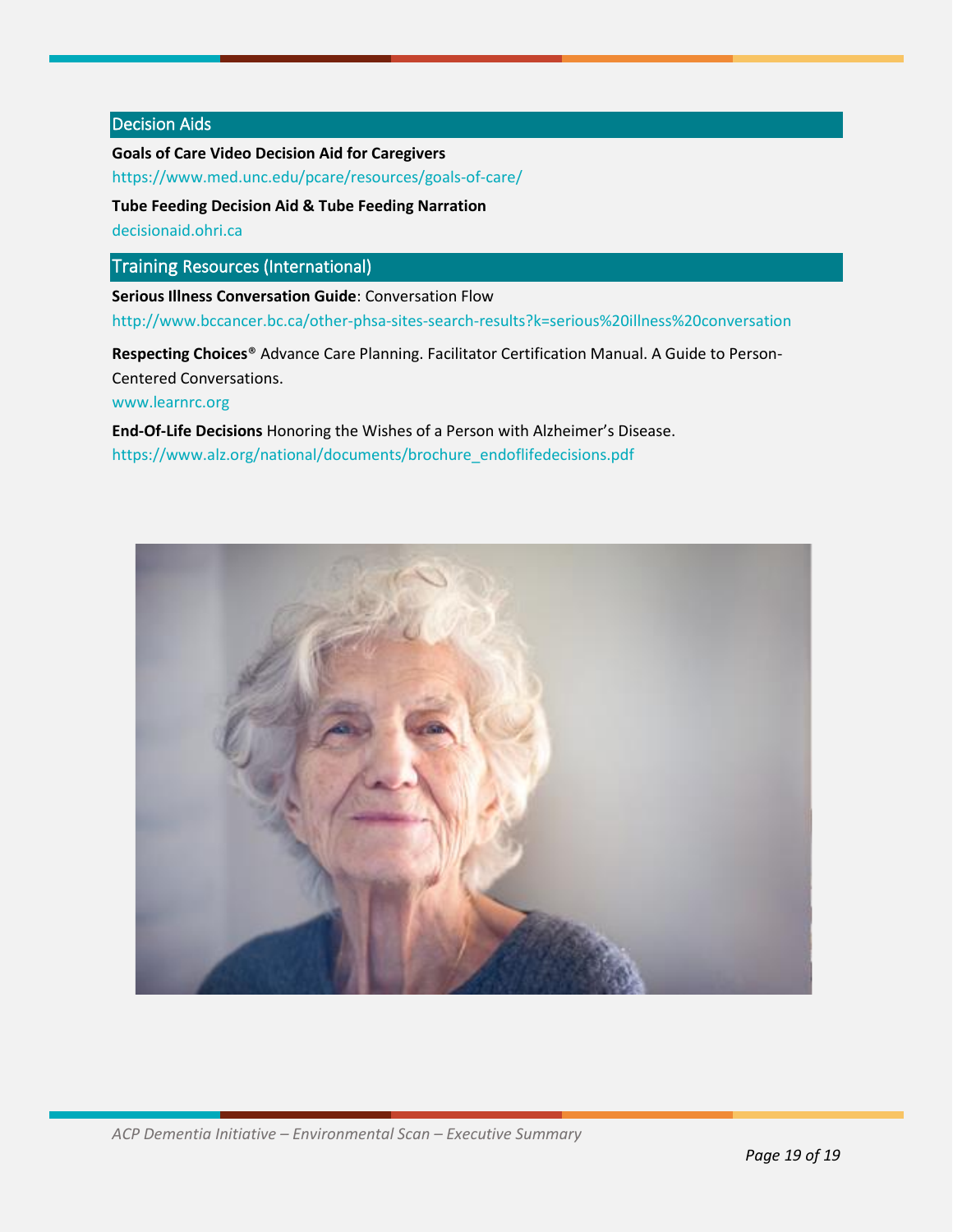## Decision Aids

**Goals of Care Video Decision Aid for Caregivers**

https://www.med.unc.edu/pcare/resources/goals-of-care/

**Tube Feeding Decision Aid & Tube Feeding Narration**

decisionaid.ohri.ca

## Training Resources (International)

**Serious Illness Conversation Guide**: Conversation Flow

http://www.bccancer.bc.ca/other-phsa-sites-search-results?k=serious%20illness%20conversation

**Respecting Choices**® Advance Care Planning. Facilitator Certification Manual. A Guide to Person-Centered Conversations.

www.learnrc.org

**End-Of-Life Decisions** Honoring the Wishes of a Person with Alzheimer's Disease.

https://www.alz.org/national/documents/brochure_endoflifedecisions.pdf